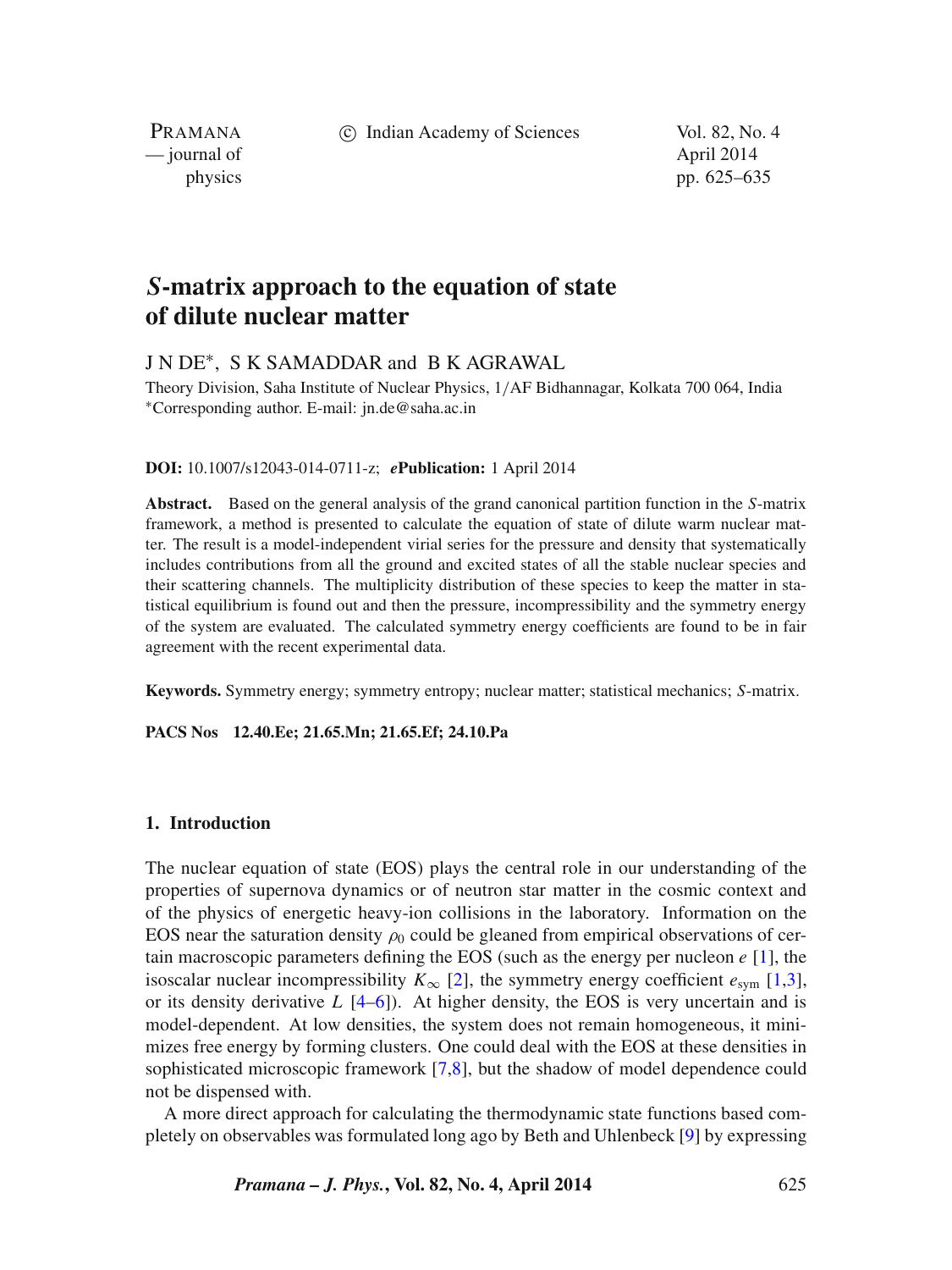# *S*-matrix approach to the equation of state of dilute nuclear matter

J N DE*, S K SAMADDAR and B K AGRAWAL

Theory Division, Saha Institute of Nuclear Physics, 1/AF Bidhannagar, Kolkata 700 064, India
*Corresponding author. E-mail: jn.de@saha.ac.in

**DOI:** 10.1007/s12043-014-0711-z; ***e*Publication:** 1 April 2014

**Abstract.** Based on the general analysis of the grand canonical partition function in the *S*-matrix framework, a method is presented to calculate the equation of state of dilute warm nuclear matter. The result is a model-independent virial series for the pressure and density that systematically includes contributions from all the ground and excited states of all the stable nuclear species and their scattering channels. The multiplicity distribution of these species to keep the matter in statistical equilibrium is found out and then the pressure, incompressibility and the symmetry energy of the system are evaluated. The calculated symmetry energy coefficients are found to be in fair agreement with the recent experimental data.

**Keywords.** Symmetry energy; symmetry entropy; nuclear matter; statistical mechanics; *S*-matrix.

**PACS Nos 12.40.Ee; 21.65.Mn; 21.65.Ef; 24.10.Pa**

## 1. Introduction

The nuclear equation of state (EOS) plays the central role in our understanding of the properties of supernova dynamics or of neutron star matter in the cosmic context and of the physics of energetic heavy-ion collisions in the laboratory. Information on the EOS near the saturation density $\rho_0$ could be gleaned from empirical observations of certain macroscopic parameters defining the EOS (such as the energy per nucleon $e$ [1], the isoscalar nuclear incompressibility $K_\infty$ [2], the symmetry energy coefficient $e_{\text{sym}}$ [1,3], or its density derivative $L$ [4–6]). At higher density, the EOS is very uncertain and is model-dependent. At low densities, the system does not remain homogeneous, it minimizes free energy by forming clusters. One could deal with the EOS at these densities in sophisticated microscopic framework [7,8], but the shadow of model dependence could not be dispensed with.

A more direct approach for calculating the thermodynamic state functions based completely on observables was formulated long ago by Beth and Uhlenbeck [9] by expressing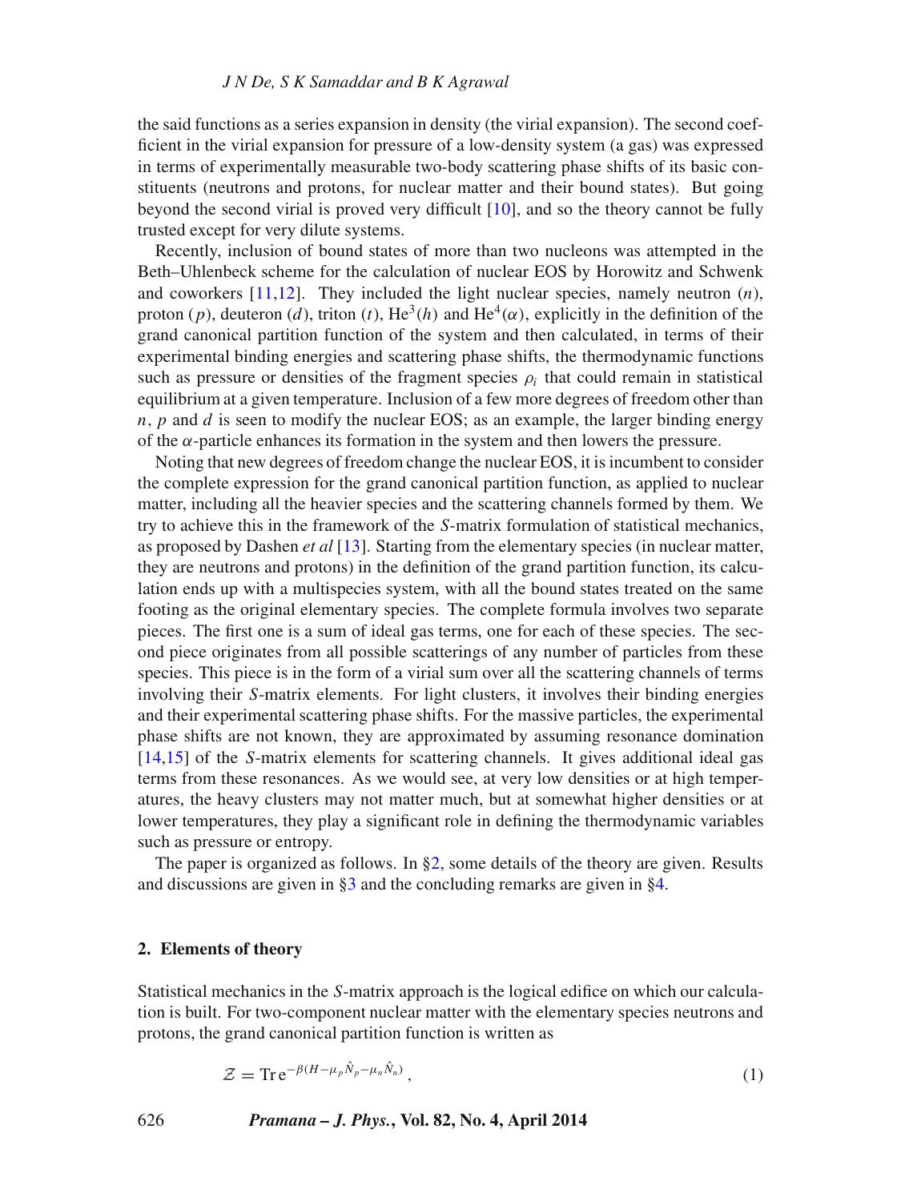the said functions as a series expansion in density (the virial expansion). The second coefficient in the virial expansion for pressure of a low-density system (a gas) was expressed in terms of experimentally measurable two-body scattering phase shifts of its basic constituents (neutrons and protons, for nuclear matter and their bound states). But going beyond the second virial is proved very difficult [10], and so the theory cannot be fully trusted except for very dilute systems.

Recently, inclusion of bound states of more than two nucleons was attempted in the Beth–Uhlenbeck scheme for the calculation of nuclear EOS by Horowitz and Schwenk and coworkers [11,12]. They included the light nuclear species, namely neutron ($n$), proton ($p$), deuteron ($d$), triton ($t$), $\mathrm{He}^3(h)$ and $\mathrm{He}^4(\alpha)$, explicitly in the definition of the grand canonical partition function of the system and then calculated, in terms of their experimental binding energies and scattering phase shifts, the thermodynamic functions such as pressure or densities of the fragment species $\rho_i$ that could remain in statistical equilibrium at a given temperature. Inclusion of a few more degrees of freedom other than $n$, $p$ and $d$ is seen to modify the nuclear EOS; as an example, the larger binding energy of the $\alpha$-particle enhances its formation in the system and then lowers the pressure.

Noting that new degrees of freedom change the nuclear EOS, it is incumbent to consider the complete expression for the grand canonical partition function, as applied to nuclear matter, including all the heavier species and the scattering channels formed by them. We try to achieve this in the framework of the $S$-matrix formulation of statistical mechanics, as proposed by Dashen *et al* [13]. Starting from the elementary species (in nuclear matter, they are neutrons and protons) in the definition of the grand partition function, its calculation ends up with a multispecies system, with all the bound states treated on the same footing as the original elementary species. The complete formula involves two separate pieces. The first one is a sum of ideal gas terms, one for each of these species. The second piece originates from all possible scatterings of any number of particles from these species. This piece is in the form of a virial sum over all the scattering channels of terms involving their $S$-matrix elements. For light clusters, it involves their binding energies and their experimental scattering phase shifts. For the massive particles, the experimental phase shifts are not known, they are approximated by assuming resonance domination [14,15] of the $S$-matrix elements for scattering channels. It gives additional ideal gas terms from these resonances. As we would see, at very low densities or at high temperatures, the heavy clusters may not matter much, but at somewhat higher densities or at lower temperatures, they play a significant role in defining the thermodynamic variables such as pressure or entropy.

The paper is organized as follows. In §2, some details of the theory are given. Results and discussions are given in §3 and the concluding remarks are given in §4.

## 2. Elements of theory

Statistical mechanics in the $S$-matrix approach is the logical edifice on which our calculation is built. For two-component nuclear matter with the elementary species neutrons and protons, the grand canonical partition function is written as

$$\mathcal{Z} = \mathrm{Tr}\, \mathrm{e}^{-\beta(H-\mu_p\hat{N}_p-\mu_n\hat{N}_n)}\,, \tag{1}$$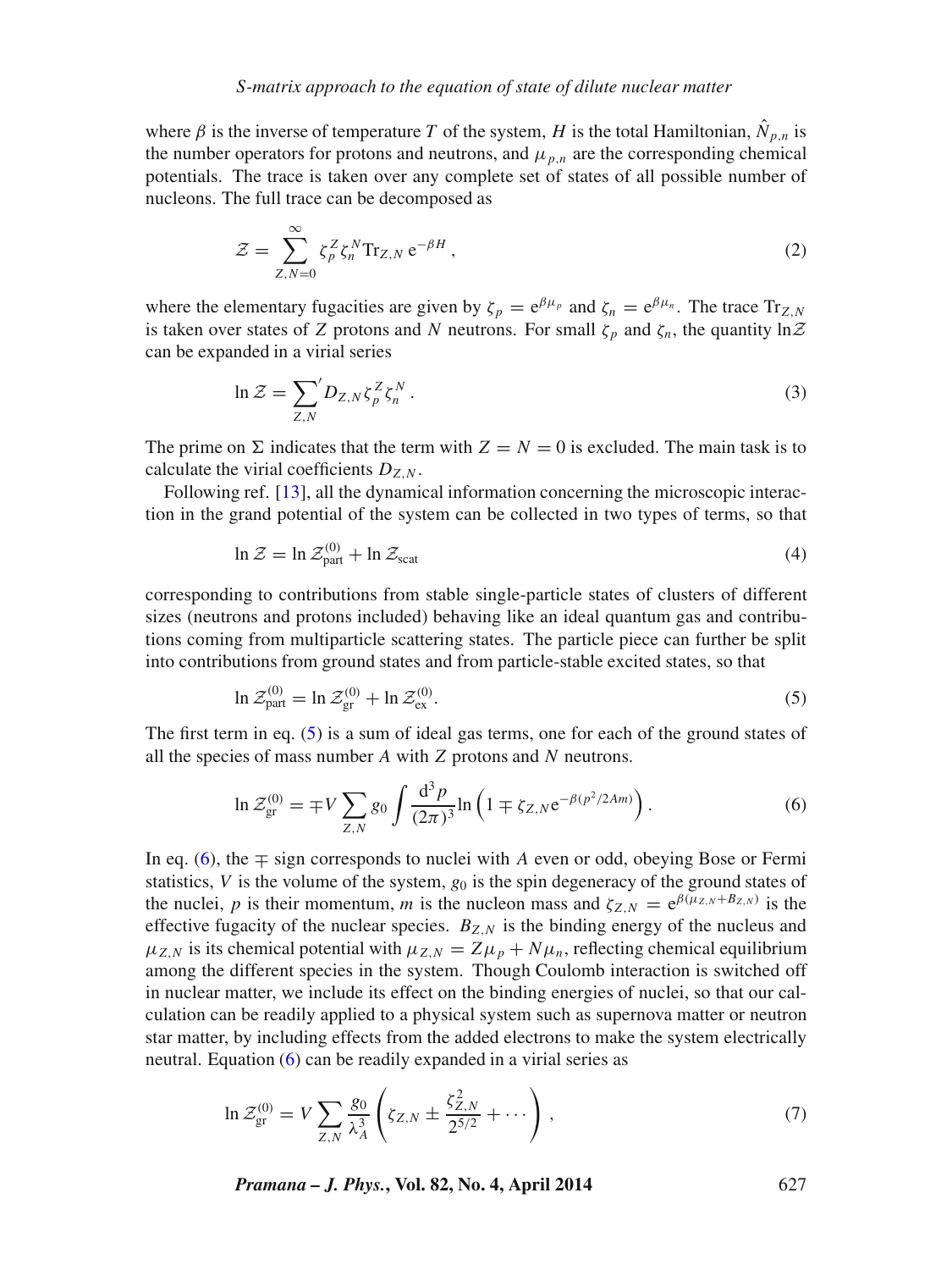where $\beta$ is the inverse of temperature $T$ of the system, $H$ is the total Hamiltonian, $\hat{N}_{p,n}$ is the number operators for protons and neutrons, and $\mu_{p,n}$ are the corresponding chemical potentials. The trace is taken over any complete set of states of all possible number of nucleons. The full trace can be decomposed as

$$\mathcal{Z} = \sum_{Z,N=0}^{\infty} \zeta_p^Z \zeta_n^N \mathrm{Tr}_{Z,N}\, \mathrm{e}^{-\beta H}\,, \tag{2}$$

where the elementary fugacities are given by $\zeta_p = \mathrm{e}^{\beta\mu_p}$ and $\zeta_n = \mathrm{e}^{\beta\mu_n}$. The trace $\mathrm{Tr}_{Z,N}$ is taken over states of $Z$ protons and $N$ neutrons. For small $\zeta_p$ and $\zeta_n$, the quantity $\ln\mathcal{Z}$ can be expanded in a virial series

$$\ln \mathcal{Z} = {\sum_{Z,N}}' D_{Z,N}\, \zeta_p^Z \zeta_n^N\,. \tag{3}$$

The prime on $\Sigma$ indicates that the term with $Z = N = 0$ is excluded. The main task is to calculate the virial coefficients $D_{Z,N}$.

Following ref. [13], all the dynamical information concerning the microscopic interaction in the grand potential of the system can be collected in two types of terms, so that

$$\ln \mathcal{Z} = \ln \mathcal{Z}^{(0)}_{\mathrm{part}} + \ln \mathcal{Z}_{\mathrm{scat}} \tag{4}$$

corresponding to contributions from stable single-particle states of clusters of different sizes (neutrons and protons included) behaving like an ideal quantum gas and contributions coming from multiparticle scattering states. The particle piece can further be split into contributions from ground states and from particle-stable excited states, so that

$$\ln \mathcal{Z}^{(0)}_{\mathrm{part}} = \ln \mathcal{Z}^{(0)}_{\mathrm{gr}} + \ln \mathcal{Z}^{(0)}_{\mathrm{ex}}. \tag{5}$$

The first term in eq. (5) is a sum of ideal gas terms, one for each of the ground states of all the species of mass number $A$ with $Z$ protons and $N$ neutrons.

$$\ln \mathcal{Z}^{(0)}_{\mathrm{gr}} = \mp V \sum_{Z,N} g_0 \int \frac{\mathrm{d}^3 p}{(2\pi)^3} \ln\left(1 \mp \zeta_{Z,N}\, \mathrm{e}^{-\beta(p^2/2Am)}\right). \tag{6}$$

In eq. (6), the $\mp$ sign corresponds to nuclei with $A$ even or odd, obeying Bose or Fermi statistics, $V$ is the volume of the system, $g_0$ is the spin degeneracy of the ground states of the nuclei, $p$ is their momentum, $m$ is the nucleon mass and $\zeta_{Z,N} = \mathrm{e}^{\beta(\mu_{Z,N}+B_{Z,N})}$ is the effective fugacity of the nuclear species. $B_{Z,N}$ is the binding energy of the nucleus and $\mu_{Z,N}$ is its chemical potential with $\mu_{Z,N} = Z\mu_p + N\mu_n$, reflecting chemical equilibrium among the different species in the system. Though Coulomb interaction is switched off in nuclear matter, we include its effect on the binding energies of nuclei, so that our calculation can be readily applied to a physical system such as supernova matter or neutron star matter, by including effects from the added electrons to make the system electrically neutral. Equation (6) can be readily expanded in a virial series as

$$\ln \mathcal{Z}^{(0)}_{\mathrm{gr}} = V \sum_{Z,N} \frac{g_0}{\lambda_A^3} \left( \zeta_{Z,N} \pm \frac{\zeta_{Z,N}^2}{2^{5/2}} + \cdots \right), \tag{7}$$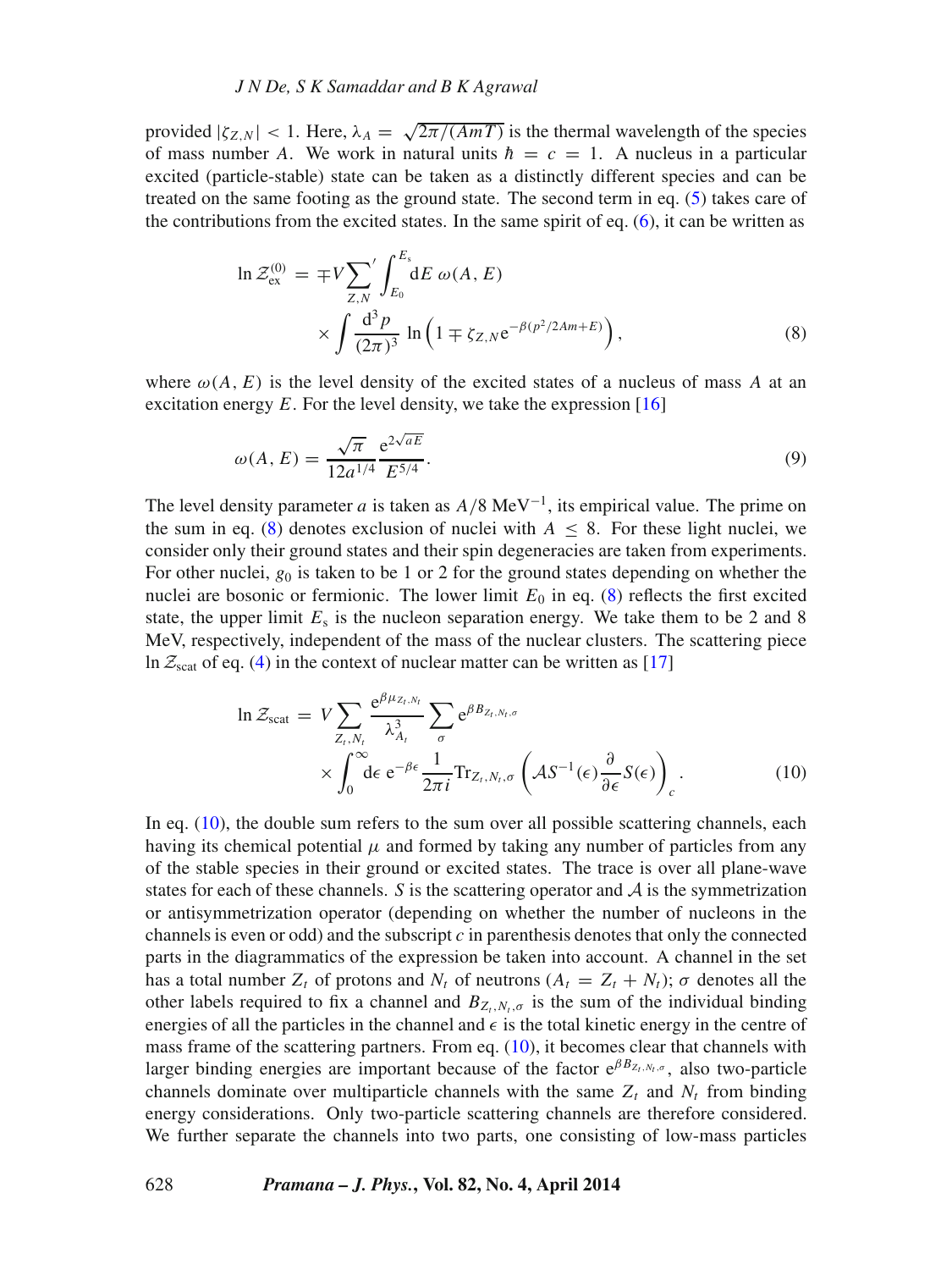provided $|\zeta_{Z,N}| < 1$. Here, $\lambda_A = \sqrt{2\pi/(AmT)}$ is the thermal wavelength of the species of mass number $A$. We work in natural units $\hbar = c = 1$. A nucleus in a particular excited (particle-stable) state can be taken as a distinctly different species and can be treated on the same footing as the ground state. The second term in eq. (5) takes care of the contributions from the excited states. In the same spirit of eq. (6), it can be written as

$$\ln \mathcal{Z}_{\rm ex}^{(0)} = \mp V \sum_{Z,N}{}' \int_{E_0}^{E_s} \mathrm{d}E\ \omega(A, E) \times \int \frac{\mathrm{d}^3 p}{(2\pi)^3} \ln\left(1 \mp \zeta_{Z,N} \mathrm{e}^{-\beta(p^2/2Am+E)}\right), \tag{8}$$

where $\omega(A, E)$ is the level density of the excited states of a nucleus of mass $A$ at an excitation energy $E$. For the level density, we take the expression [16]

$$\omega(A, E) = \frac{\sqrt{\pi}}{12a^{1/4}} \frac{\mathrm{e}^{2\sqrt{aE}}}{E^{5/4}}. \tag{9}$$

The level density parameter $a$ is taken as $A/8$ MeV$^{-1}$, its empirical value. The prime on the sum in eq. (8) denotes exclusion of nuclei with $A \le 8$. For these light nuclei, we consider only their ground states and their spin degeneracies are taken from experiments. For other nuclei, $g_0$ is taken to be 1 or 2 for the ground states depending on whether the nuclei are bosonic or fermionic. The lower limit $E_0$ in eq. (8) reflects the first excited state, the upper limit $E_s$ is the nucleon separation energy. We take them to be 2 and 8 MeV, respectively, independent of the mass of the nuclear clusters. The scattering piece $\ln \mathcal{Z}_{\rm scat}$ of eq. (4) in the context of nuclear matter can be written as [17]

$$\ln \mathcal{Z}_{\rm scat} = V \sum_{Z_t,N_t} \frac{\mathrm{e}^{\beta\mu_{Z_t,N_t}}}{\lambda_{A_t}^3} \sum_{\sigma} \mathrm{e}^{\beta B_{Z_t,N_t,\sigma}} \times \int_0^\infty \mathrm{d}\epsilon\ \mathrm{e}^{-\beta\epsilon} \frac{1}{2\pi i} \mathrm{Tr}_{Z_t,N_t,\sigma} \left(\mathcal{A} S^{-1}(\epsilon) \frac{\partial}{\partial \epsilon} S(\epsilon)\right)_c. \tag{10}$$

In eq. (10), the double sum refers to the sum over all possible scattering channels, each having its chemical potential $\mu$ and formed by taking any number of particles from any of the stable species in their ground or excited states. The trace is over all plane-wave states for each of these channels. $S$ is the scattering operator and $\mathcal{A}$ is the symmetrization or antisymmetrization operator (depending on whether the number of nucleons in the channels is even or odd) and the subscript $c$ in parenthesis denotes that only the connected parts in the diagrammatics of the expression be taken into account. A channel in the set has a total number $Z_t$ of protons and $N_t$ of neutrons ($A_t = Z_t + N_t$); $\sigma$ denotes all the other labels required to fix a channel and $B_{Z_t,N_t,\sigma}$ is the sum of the individual binding energies of all the particles in the channel and $\epsilon$ is the total kinetic energy in the centre of mass frame of the scattering partners. From eq. (10), it becomes clear that channels with larger binding energies are important because of the factor $\mathrm{e}^{\beta B_{Z_t,N_t,\sigma}}$, also two-particle channels dominate over multiparticle channels with the same $Z_t$ and $N_t$ from binding energy considerations. Only two-particle scattering channels are therefore considered. We further separate the channels into two parts, one consisting of low-mass particles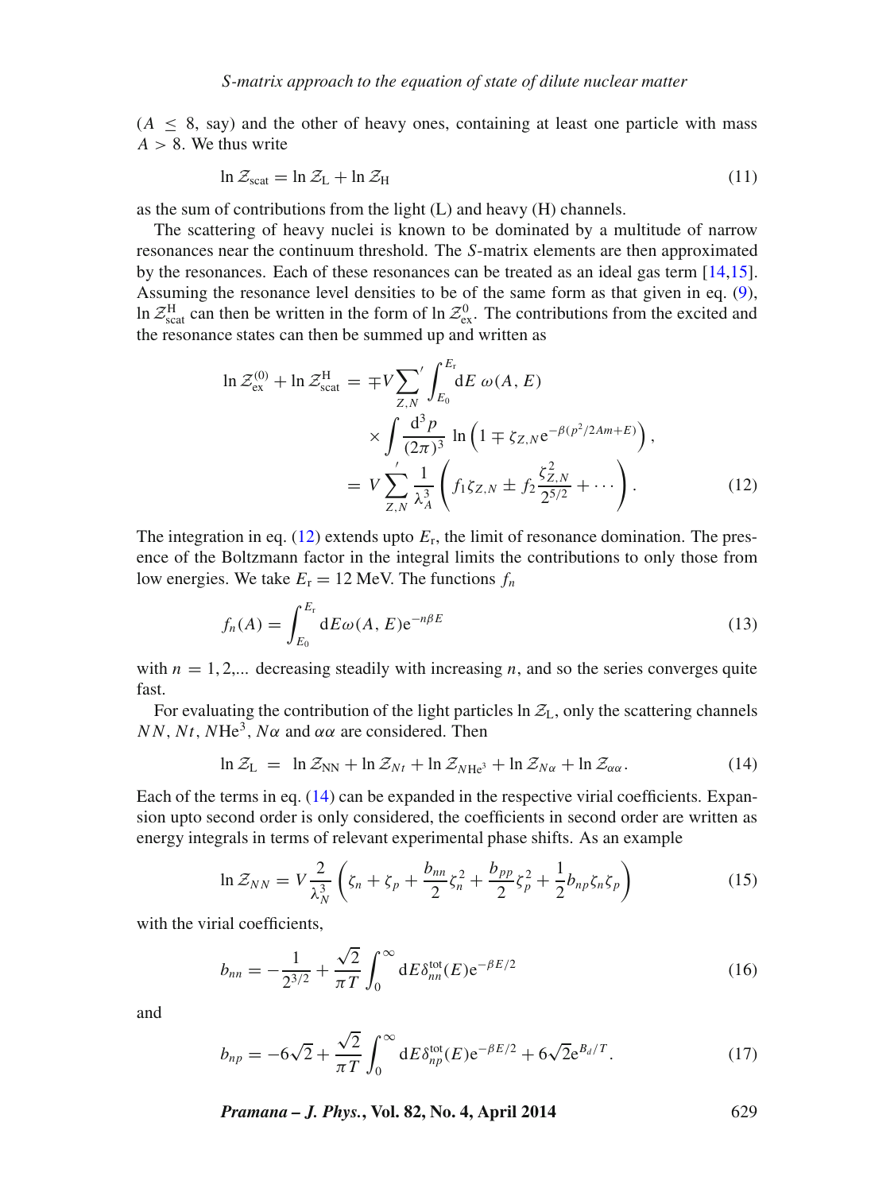($A \leq 8$, say) and the other of heavy ones, containing at least one particle with mass $A > 8$. We thus write

$$\ln \mathcal{Z}_{\rm scat} = \ln \mathcal{Z}_{\rm L} + \ln \mathcal{Z}_{\rm H} \tag{11}$$

as the sum of contributions from the light (L) and heavy (H) channels.

The scattering of heavy nuclei is known to be dominated by a multitude of narrow resonances near the continuum threshold. The $S$-matrix elements are then approximated by the resonances. Each of these resonances can be treated as an ideal gas term [14,15]. Assuming the resonance level densities to be of the same form as that given in eq. (9), $\ln \mathcal{Z}^{\rm H}_{\rm scat}$ can then be written in the form of $\ln \mathcal{Z}^{0}_{\rm ex}$. The contributions from the excited and the resonance states can then be summed up and written as

$$\begin{aligned}
\ln \mathcal{Z}^{(0)}_{\rm ex} + \ln \mathcal{Z}^{\rm H}_{\rm scat} &= \mp V {\sum_{Z,N}}' \int_{E_0}^{E_{\rm r}} {\rm d}E \; \omega(A, E) \\
&\quad \times \int \frac{{\rm d}^3 p}{(2\pi)^3} \; \ln\left(1 \mp \zeta_{Z,N} {\rm e}^{-\beta(p^2/2Am + E)}\right), \\
&= V {\sum_{Z,N}}' \frac{1}{\lambda_A^3} \left( f_1 \zeta_{Z,N} \pm f_2 \frac{\zeta_{Z,N}^2}{2^{5/2}} + \cdots \right).
\end{aligned} \tag{12}$$

The integration in eq. (12) extends upto $E_{\rm r}$, the limit of resonance domination. The presence of the Boltzmann factor in the integral limits the contributions to only those from low energies. We take $E_{\rm r} = 12$ MeV. The functions $f_n$

$$f_n(A) = \int_{E_0}^{E_{\rm r}} {\rm d}E \omega(A, E) {\rm e}^{-n\beta E} \tag{13}$$

with $n = 1, 2, \ldots$ decreasing steadily with increasing $n$, and so the series converges quite fast.

For evaluating the contribution of the light particles $\ln \mathcal{Z}_{\rm L}$, only the scattering channels $NN$, $Nt$, $N{\rm He}^3$, $N\alpha$ and $\alpha\alpha$ are considered. Then

$$\ln \mathcal{Z}_{\rm L} \; = \; \ln \mathcal{Z}_{\rm NN} + \ln \mathcal{Z}_{Nt} + \ln \mathcal{Z}_{N{\rm He}^3} + \ln \mathcal{Z}_{N\alpha} + \ln \mathcal{Z}_{\alpha\alpha}. \tag{14}$$

Each of the terms in eq. (14) can be expanded in the respective virial coefficients. Expansion upto second order is only considered, the coefficients in second order are written as energy integrals in terms of relevant experimental phase shifts. As an example

$$\ln \mathcal{Z}_{NN} = V \frac{2}{\lambda_N^3} \left( \zeta_n + \zeta_p + \frac{b_{nn}}{2} \zeta_n^2 + \frac{b_{pp}}{2} \zeta_p^2 + \frac{1}{2} b_{np} \zeta_n \zeta_p \right) \tag{15}$$

with the virial coefficients,

$$b_{nn} = -\frac{1}{2^{3/2}} + \frac{\sqrt{2}}{\pi T} \int_0^\infty {\rm d}E \delta_{nn}^{\rm tot}(E) {\rm e}^{-\beta E/2} \tag{16}$$

and

$$b_{np} = -6\sqrt{2} + \frac{\sqrt{2}}{\pi T} \int_0^\infty {\rm d}E \delta_{np}^{\rm tot}(E) {\rm e}^{-\beta E/2} + 6\sqrt{2} {\rm e}^{B_d/T}. \tag{17}$$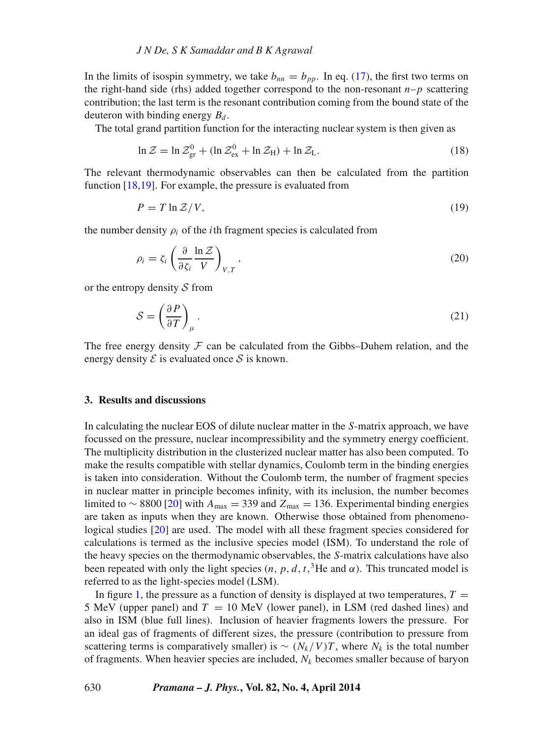In the limits of isospin symmetry, we take $b_{nn} = b_{pp}$. In eq. (17), the first two terms on the right-hand side (rhs) added together correspond to the non-resonant $n$–$p$ scattering contribution; the last term is the resonant contribution coming from the bound state of the deuteron with binding energy $B_d$.

The total grand partition function for the interacting nuclear system is then given as

$$\ln \mathcal{Z} = \ln \mathcal{Z}_{\rm gr}^0 + (\ln \mathcal{Z}_{\rm ex}^0 + \ln \mathcal{Z}_{\rm H}) + \ln \mathcal{Z}_{\rm L}. \tag{18}$$

The relevant thermodynamic observables can then be calculated from the partition function [18,19]. For example, the pressure is evaluated from

$$P = T \ln \mathcal{Z}/V, \tag{19}$$

the number density $\rho_i$ of the $i$th fragment species is calculated from

$$\rho_i = \zeta_i \left( \frac{\partial}{\partial \zeta_i} \frac{\ln \mathcal{Z}}{V} \right)_{V,T}, \tag{20}$$

or the entropy density $\mathcal{S}$ from

$$\mathcal{S} = \left( \frac{\partial P}{\partial T} \right)_{\mu}. \tag{21}$$

The free energy density $\mathcal{F}$ can be calculated from the Gibbs–Duhem relation, and the energy density $\mathcal{E}$ is evaluated once $\mathcal{S}$ is known.

## 3. Results and discussions

In calculating the nuclear EOS of dilute nuclear matter in the $S$-matrix approach, we have focussed on the pressure, nuclear incompressibility and the symmetry energy coefficient. The multiplicity distribution in the clusterized nuclear matter has also been computed. To make the results compatible with stellar dynamics, Coulomb term in the binding energies is taken into consideration. Without the Coulomb term, the number of fragment species in nuclear matter in principle becomes infinity, with its inclusion, the number becomes limited to $\sim 8800$ [20] with $A_{\max} = 339$ and $Z_{\max} = 136$. Experimental binding energies are taken as inputs when they are known. Otherwise those obtained from phenomenological studies [20] are used. The model with all these fragment species considered for calculations is termed as the inclusive species model (ISM). To understand the role of the heavy species on the thermodynamic observables, the $S$-matrix calculations have also been repeated with only the light species ($n, p, d, t, {}^3$He and $\alpha$). This truncated model is referred to as the light-species model (LSM).

In figure 1, the pressure as a function of density is displayed at two temperatures, $T = 5$ MeV (upper panel) and $T = 10$ MeV (lower panel), in LSM (red dashed lines) and also in ISM (blue full lines). Inclusion of heavier fragments lowers the pressure. For an ideal gas of fragments of different sizes, the pressure (contribution to pressure from scattering terms is comparatively smaller) is $\sim (N_k/V)T$, where $N_k$ is the total number of fragments. When heavier species are included, $N_k$ becomes smaller because of baryon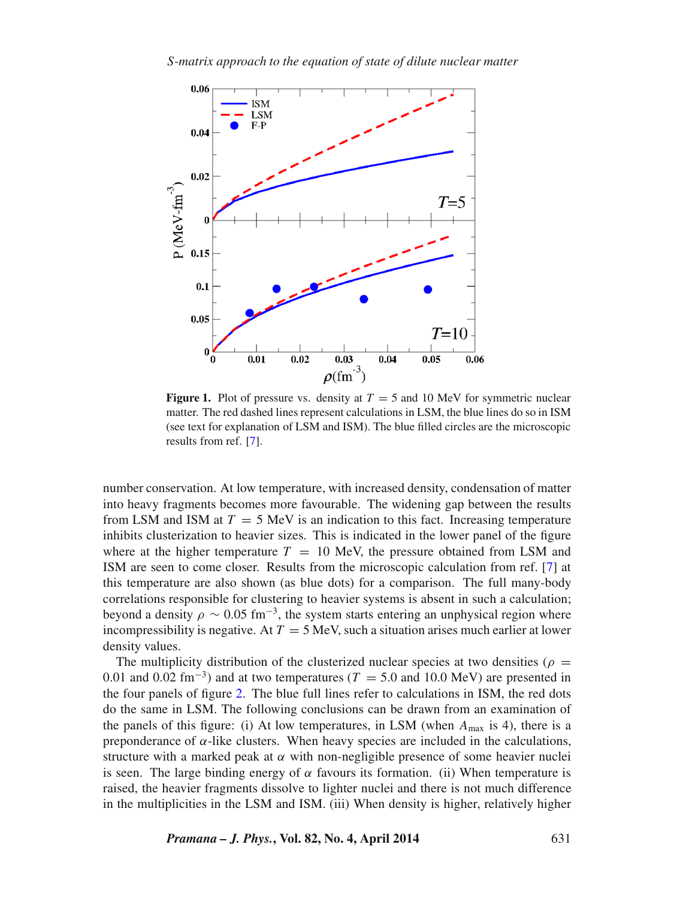**Figure 1.** Plot of pressure vs. density at $T = 5$ and 10 MeV for symmetric nuclear matter. The red dashed lines represent calculations in LSM, the blue lines do so in ISM (see text for explanation of LSM and ISM). The blue filled circles are the microscopic results from ref. [7].

number conservation. At low temperature, with increased density, condensation of matter into heavy fragments becomes more favourable. The widening gap between the results from LSM and ISM at $T = 5$ MeV is an indication to this fact. Increasing temperature inhibits clusterization to heavier sizes. This is indicated in the lower panel of the figure where at the higher temperature $T = 10$ MeV, the pressure obtained from LSM and ISM are seen to come closer. Results from the microscopic calculation from ref. [7] at this temperature are also shown (as blue dots) for a comparison. The full many-body correlations responsible for clustering to heavier systems is absent in such a calculation; beyond a density $\rho \sim 0.05$ fm$^{-3}$, the system starts entering an unphysical region where incompressibility is negative. At $T = 5$ MeV, such a situation arises much earlier at lower density values.

The multiplicity distribution of the clusterized nuclear species at two densities ($\rho = 0.01$ and $0.02$ fm$^{-3}$) and at two temperatures ($T = 5.0$ and $10.0$ MeV) are presented in the four panels of figure 2. The blue full lines refer to calculations in ISM, the red dots do the same in LSM. The following conclusions can be drawn from an examination of the panels of this figure: (i) At low temperatures, in LSM (when $A_{\text{max}}$ is 4), there is a preponderance of $\alpha$-like clusters. When heavy species are included in the calculations, structure with a marked peak at $\alpha$ with non-negligible presence of some heavier nuclei is seen. The large binding energy of $\alpha$ favours its formation. (ii) When temperature is raised, the heavier fragments dissolve to lighter nuclei and there is not much difference in the multiplicities in the LSM and ISM. (iii) When density is higher, relatively higher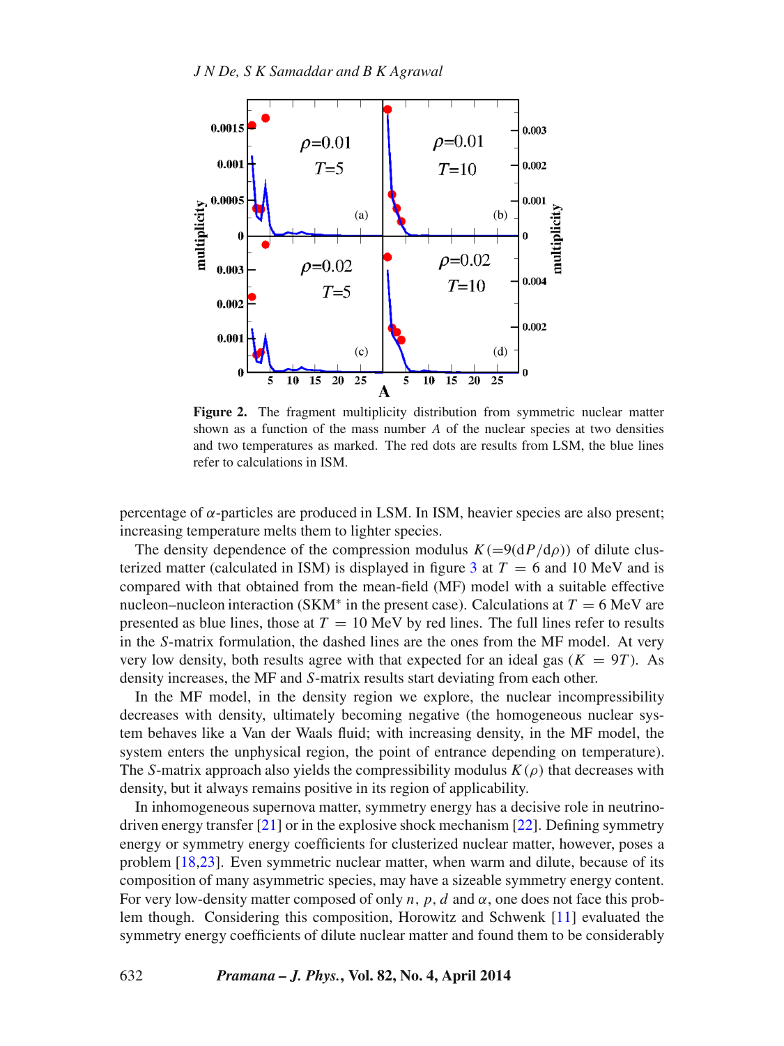**Figure 2.** The fragment multiplicity distribution from symmetric nuclear matter shown as a function of the mass number $A$ of the nuclear species at two densities and two temperatures as marked. The red dots are results from LSM, the blue lines refer to calculations in ISM.

percentage of $\alpha$-particles are produced in LSM. In ISM, heavier species are also present; increasing temperature melts them to lighter species.

The density dependence of the compression modulus $K(=9(\mathrm{d}P/\mathrm{d}\rho))$ of dilute clusterized matter (calculated in ISM) is displayed in figure 3 at $T = 6$ and 10 MeV and is compared with that obtained from the mean-field (MF) model with a suitable effective nucleon–nucleon interaction (SKM$^*$ in the present case). Calculations at $T = 6$ MeV are presented as blue lines, those at $T = 10$ MeV by red lines. The full lines refer to results in the $S$-matrix formulation, the dashed lines are the ones from the MF model. At very very low density, both results agree with that expected for an ideal gas ($K = 9T$). As density increases, the MF and $S$-matrix results start deviating from each other.

In the MF model, in the density region we explore, the nuclear incompressibility decreases with density, ultimately becoming negative (the homogeneous nuclear system behaves like a Van der Waals fluid; with increasing density, in the MF model, the system enters the unphysical region, the point of entrance depending on temperature). The $S$-matrix approach also yields the compressibility modulus $K(\rho)$ that decreases with density, but it always remains positive in its region of applicability.

In inhomogeneous supernova matter, symmetry energy has a decisive role in neutrino-driven energy transfer [21] or in the explosive shock mechanism [22]. Defining symmetry energy or symmetry energy coefficients for clusterized nuclear matter, however, poses a problem [18,23]. Even symmetric nuclear matter, when warm and dilute, because of its composition of many asymmetric species, may have a sizeable symmetry energy content. For very low-density matter composed of only $n$, $p$, $d$ and $\alpha$, one does not face this problem though. Considering this composition, Horowitz and Schwenk [11] evaluated the symmetry energy coefficients of dilute nuclear matter and found them to be considerably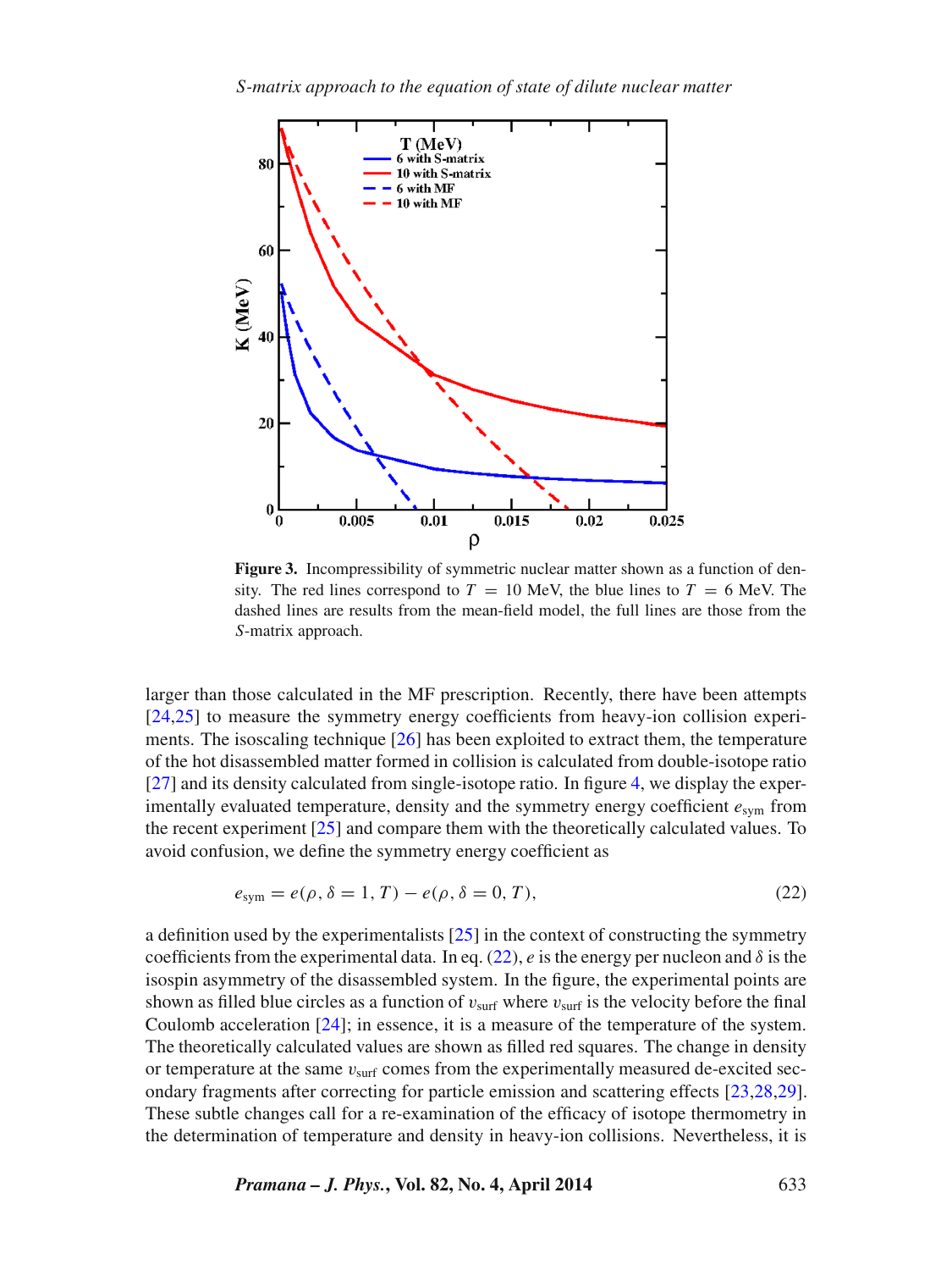**Figure 3.** Incompressibility of symmetric nuclear matter shown as a function of density. The red lines correspond to $T = 10$ MeV, the blue lines to $T = 6$ MeV. The dashed lines are results from the mean-field model, the full lines are those from the $S$-matrix approach.

larger than those calculated in the MF prescription. Recently, there have been attempts [24,25] to measure the symmetry energy coefficients from heavy-ion collision experiments. The isoscaling technique [26] has been exploited to extract them, the temperature of the hot disassembled matter formed in collision is calculated from double-isotope ratio [27] and its density calculated from single-isotope ratio. In figure 4, we display the experimentally evaluated temperature, density and the symmetry energy coefficient $e_{\text{sym}}$ from the recent experiment [25] and compare them with the theoretically calculated values. To avoid confusion, we define the symmetry energy coefficient as

$$e_{\text{sym}} = e(\rho, \delta = 1, T) - e(\rho, \delta = 0, T), \tag{22}$$

a definition used by the experimentalists [25] in the context of constructing the symmetry coefficients from the experimental data. In eq. (22), $e$ is the energy per nucleon and $\delta$ is the isospin asymmetry of the disassembled system. In the figure, the experimental points are shown as filled blue circles as a function of $v_{\text{surf}}$ where $v_{\text{surf}}$ is the velocity before the final Coulomb acceleration [24]; in essence, it is a measure of the temperature of the system. The theoretically calculated values are shown as filled red squares. The change in density or temperature at the same $v_{\text{surf}}$ comes from the experimentally measured de-excited secondary fragments after correcting for particle emission and scattering effects [23,28,29]. These subtle changes call for a re-examination of the efficacy of isotope thermometry in the determination of temperature and density in heavy-ion collisions. Nevertheless, it is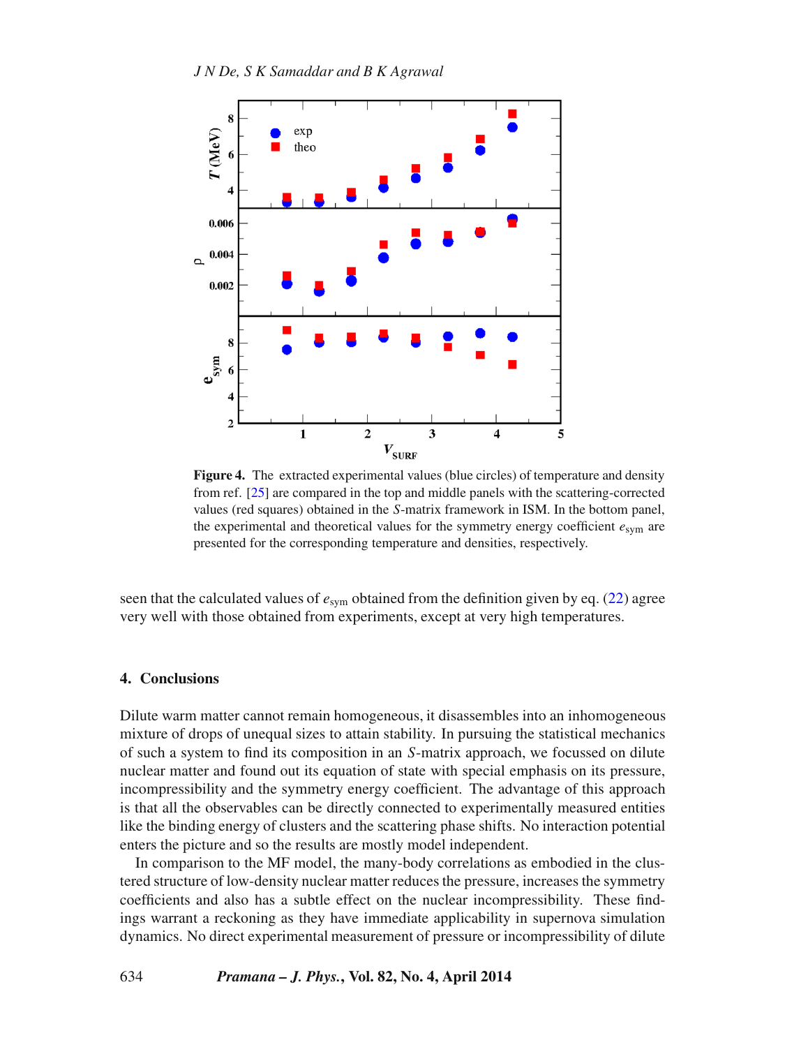**Figure 4.** The extracted experimental values (blue circles) of temperature and density from ref. [25] are compared in the top and middle panels with the scattering-corrected values (red squares) obtained in the $S$-matrix framework in ISM. In the bottom panel, the experimental and theoretical values for the symmetry energy coefficient $e_{\text{sym}}$ are presented for the corresponding temperature and densities, respectively.

seen that the calculated values of $e_{\text{sym}}$ obtained from the definition given by eq. (22) agree very well with those obtained from experiments, except at very high temperatures.

## 4. Conclusions

Dilute warm matter cannot remain homogeneous, it disassembles into an inhomogeneous mixture of drops of unequal sizes to attain stability. In pursuing the statistical mechanics of such a system to find its composition in an $S$-matrix approach, we focussed on dilute nuclear matter and found out its equation of state with special emphasis on its pressure, incompressibility and the symmetry energy coefficient. The advantage of this approach is that all the observables can be directly connected to experimentally measured entities like the binding energy of clusters and the scattering phase shifts. No interaction potential enters the picture and so the results are mostly model independent.

In comparison to the MF model, the many-body correlations as embodied in the clustered structure of low-density nuclear matter reduces the pressure, increases the symmetry coefficients and also has a subtle effect on the nuclear incompressibility. These findings warrant a reckoning as they have immediate applicability in supernova simulation dynamics. No direct experimental measurement of pressure or incompressibility of dilute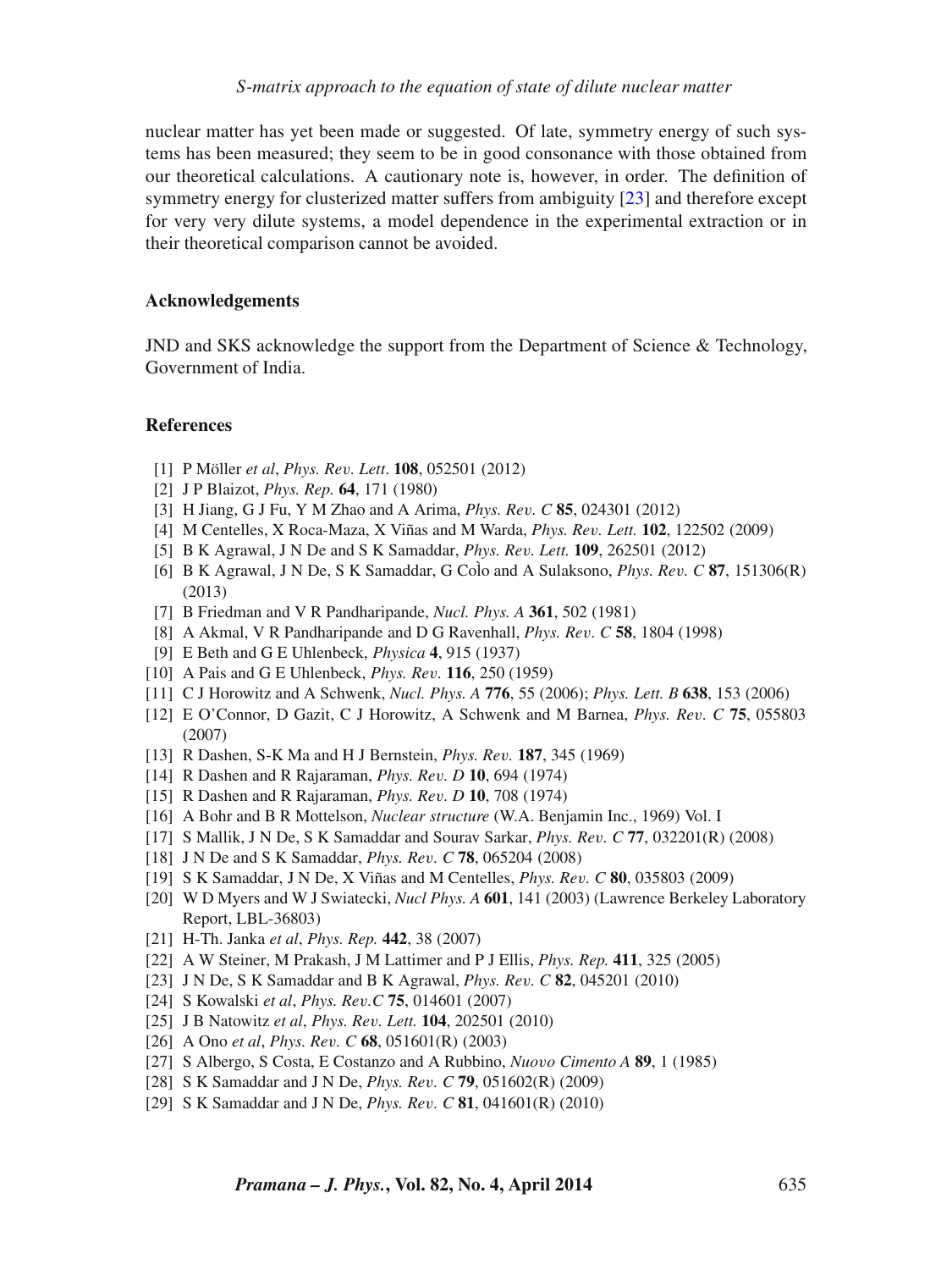nuclear matter has yet been made or suggested. Of late, symmetry energy of such systems has been measured; they seem to be in good consonance with those obtained from our theoretical calculations. A cautionary note is, however, in order. The definition of symmetry energy for clusterized matter suffers from ambiguity [23] and therefore except for very very dilute systems, a model dependence in the experimental extraction or in their theoretical comparison cannot be avoided.

## Acknowledgements

JND and SKS acknowledge the support from the Department of Science & Technology, Government of India.

## References

[1] P Möller *et al*, *Phys. Rev. Lett*. **108**, 052501 (2012)
[2] J P Blaizot, *Phys. Rep.* **64**, 171 (1980)
[3] H Jiang, G J Fu, Y M Zhao and A Arima, *Phys. Rev. C* **85**, 024301 (2012)
[4] M Centelles, X Roca-Maza, X Viñas and M Warda, *Phys. Rev. Lett.* **102**, 122502 (2009)
[5] B K Agrawal, J N De and S K Samaddar, *Phys. Rev. Lett.* **109**, 262501 (2012)
[6] B K Agrawal, J N De, S K Samaddar, G Colò and A Sulaksono, *Phys. Rev. C* **87**, 151306(R) (2013)
[7] B Friedman and V R Pandharipande, *Nucl. Phys. A* **361**, 502 (1981)
[8] A Akmal, V R Pandharipande and D G Ravenhall, *Phys. Rev. C* **58**, 1804 (1998)
[9] E Beth and G E Uhlenbeck, *Physica* **4**, 915 (1937)
[10] A Pais and G E Uhlenbeck, *Phys. Rev.* **116**, 250 (1959)
[11] C J Horowitz and A Schwenk, *Nucl. Phys. A* **776**, 55 (2006); *Phys. Lett. B* **638**, 153 (2006)
[12] E O'Connor, D Gazit, C J Horowitz, A Schwenk and M Barnea, *Phys. Rev. C* **75**, 055803 (2007)
[13] R Dashen, S-K Ma and H J Bernstein, *Phys. Rev.* **187**, 345 (1969)
[14] R Dashen and R Rajaraman, *Phys. Rev. D* **10**, 694 (1974)
[15] R Dashen and R Rajaraman, *Phys. Rev. D* **10**, 708 (1974)
[16] A Bohr and B R Mottelson, *Nuclear structure* (W.A. Benjamin Inc., 1969) Vol. I
[17] S Mallik, J N De, S K Samaddar and Sourav Sarkar, *Phys. Rev. C* **77**, 032201(R) (2008)
[18] J N De and S K Samaddar, *Phys. Rev. C* **78**, 065204 (2008)
[19] S K Samaddar, J N De, X Viñas and M Centelles, *Phys. Rev. C* **80**, 035803 (2009)
[20] W D Myers and W J Swiatecki, *Nucl Phys. A* **601**, 141 (2003) (Lawrence Berkeley Laboratory Report, LBL-36803)
[21] H-Th. Janka *et al*, *Phys. Rep.* **442**, 38 (2007)
[22] A W Steiner, M Prakash, J M Lattimer and P J Ellis, *Phys. Rep.* **411**, 325 (2005)
[23] J N De, S K Samaddar and B K Agrawal, *Phys. Rev. C* **82**, 045201 (2010)
[24] S Kowalski *et al*, *Phys. Rev.C* **75**, 014601 (2007)
[25] J B Natowitz *et al*, *Phys. Rev. Lett.* **104**, 202501 (2010)
[26] A Ono *et al*, *Phys. Rev. C* **68**, 051601(R) (2003)
[27] S Albergo, S Costa, E Costanzo and A Rubbino, *Nuovo Cimento A* **89**, 1 (1985)
[28] S K Samaddar and J N De, *Phys. Rev. C* **79**, 051602(R) (2009)
[29] S K Samaddar and J N De, *Phys. Rev. C* **81**, 041601(R) (2010)